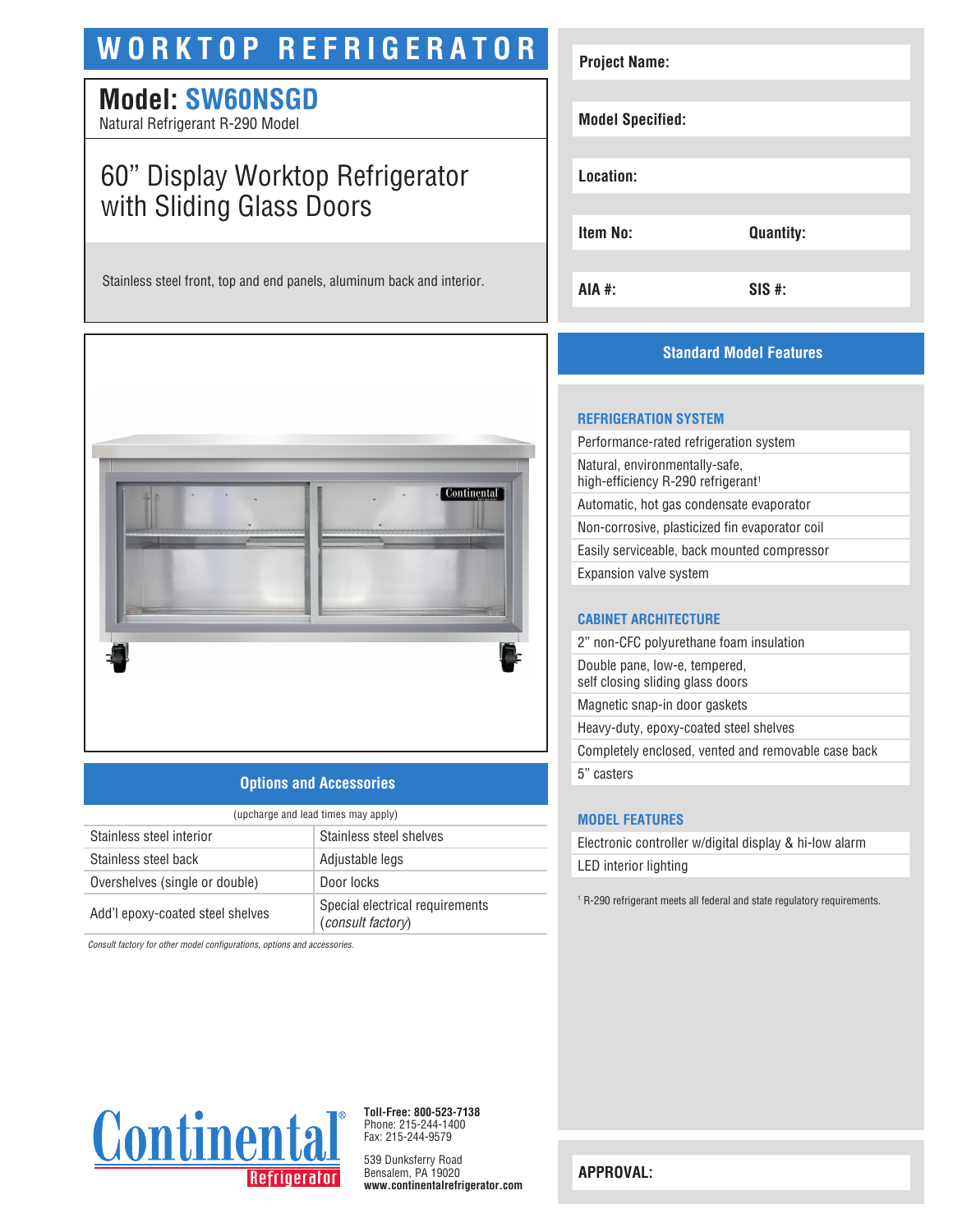# WORKTOP REFRIGERATOR

## Model: SW60NSGD

Natural Refrigerant R-290 Model

## 60" Display Worktop Refrigerator with Sliding Glass Doors

Stainless steel front, top and end panels, aluminum back and interior.

| | |
|---|---|
| **Project Name:** | |
| **Model Specified:** | |
| **Location:** | |
| **Item No:** | **Quantity:** |
| **AIA #:** | **SIS #:** |

## Options and Accessories

(upcharge and lead times may apply)

| | |
|---|---|
| Stainless steel interior | Stainless steel shelves |
| Stainless steel back | Adjustable legs |
| Overshelves (single or double) | Door locks |
| Add'l epoxy-coated steel shelves | Special electrical requirements (*consult factory*) |

*Consult factory for other model configurations, options and accessories.*

## Standard Model Features

### REFRIGERATION SYSTEM

- Performance-rated refrigeration system
- Natural, environmentally-safe, high-efficiency R-290 refrigerant[1]
- Automatic, hot gas condensate evaporator
- Non-corrosive, plasticized fin evaporator coil
- Easily serviceable, back mounted compressor
- Expansion valve system

### CABINET ARCHITECTURE

- 2" non-CFC polyurethane foam insulation
- Double pane, low-e, tempered, self closing sliding glass doors
- Magnetic snap-in door gaskets
- Heavy-duty, epoxy-coated steel shelves
- Completely enclosed, vented and removable case back
- 5" casters

### MODEL FEATURES

- Electronic controller w/digital display & hi-low alarm
- LED interior lighting

[1] R-290 refrigerant meets all federal and state regulatory requirements.

**APPROVAL:**

Continental Refrigerator

**Toll-Free: 800-523-7138**
Phone: 215-244-1400
Fax: 215-244-9579

539 Dunksferry Road
Bensalem, PA 19020
**www.continentalrefrigerator.com**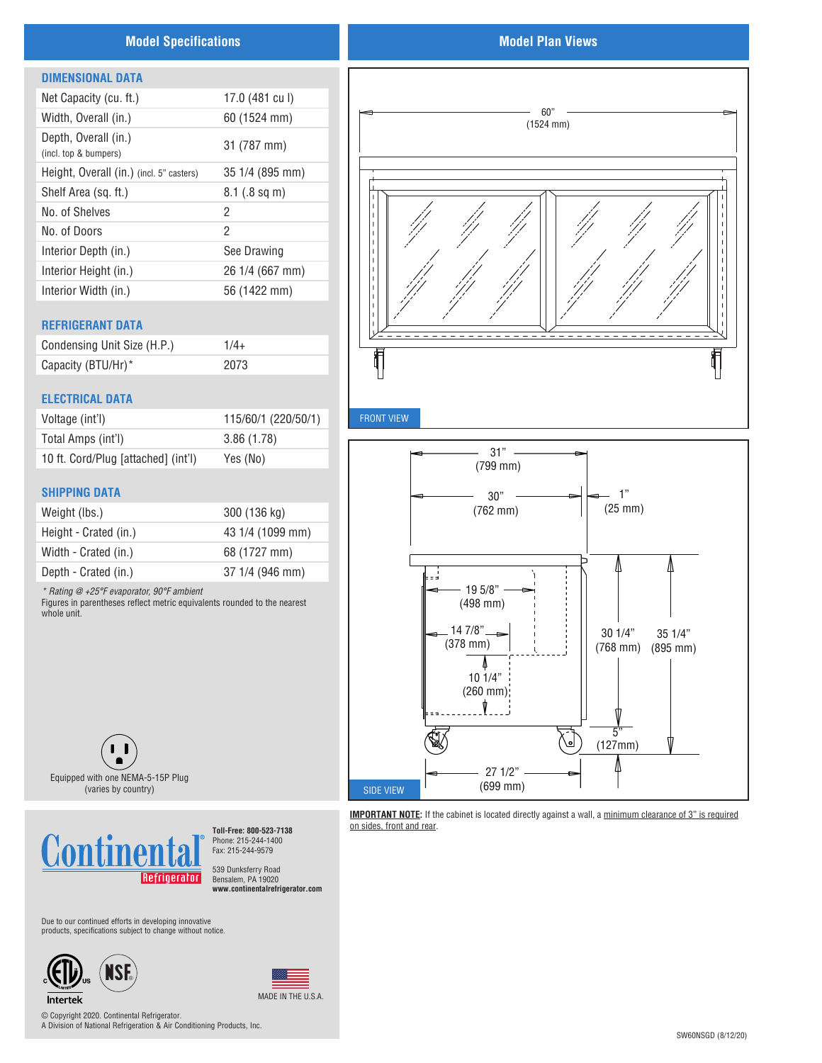## Model Specifications

### DIMENSIONAL DATA

| | |
|---|---|
| Net Capacity (cu. ft.) | 17.0 (481 cu l) |
| Width, Overall (in.) | 60 (1524 mm) |
| Depth, Overall (in.) (incl. top & bumpers) | 31 (787 mm) |
| Height, Overall (in.) (incl. 5" casters) | 35 1/4 (895 mm) |
| Shelf Area (sq. ft.) | 8.1 (.8 sq m) |
| No. of Shelves | 2 |
| No. of Doors | 2 |
| Interior Depth (in.) | See Drawing |
| Interior Height (in.) | 26 1/4 (667 mm) |
| Interior Width (in.) | 56 (1422 mm) |

### REFRIGERANT DATA

| | |
|---|---|
| Condensing Unit Size (H.P.) | 1/4+ |
| Capacity (BTU/Hr)* | 2073 |

### ELECTRICAL DATA

| | |
|---|---|
| Voltage (int'l) | 115/60/1 (220/50/1) |
| Total Amps (int'l) | 3.86 (1.78) |
| 10 ft. Cord/Plug [attached] (int'l) | Yes (No) |

### SHIPPING DATA

| | |
|---|---|
| Weight (lbs.) | 300 (136 kg) |
| Height - Crated (in.) | 43 1/4 (1099 mm) |
| Width - Crated (in.) | 68 (1727 mm) |
| Depth - Crated (in.) | 37 1/4 (946 mm) |

*\* Rating @ +25°F evaporator, 90°F ambient*

Figures in parentheses reflect metric equivalents rounded to the nearest whole unit.

Equipped with one NEMA-5-15P Plug (varies by country)

## Model Plan Views

60"
(1524 mm)

FRONT VIEW

31"
(799 mm)

30"
(762 mm)

1"
(25 mm)

19 5/8"
(498 mm)

14 7/8"
(378 mm)

10 1/4"
(260 mm)

30 1/4"
(768 mm)

35 1/4"
(895 mm)

5"
(127mm)

27 1/2"
(699 mm)

SIDE VIEW

**IMPORTANT NOTE:** If the cabinet is located directly against a wall, a minimum clearance of 3" is required on sides, front and rear.

**Continental Refrigerator**

**Toll-Free: 800-523-7138**
Phone: 215-244-1400
Fax: 215-244-9579

539 Dunksferry Road
Bensalem, PA 19020
**www.continentalrefrigerator.com**

Due to our continued efforts in developing innovative products, specifications subject to change without notice.

Intertek

MADE IN THE U.S.A.

© Copyright 2020. Continental Refrigerator.
A Division of National Refrigeration & Air Conditioning Products, Inc.

SW60NSGD (8/12/20)